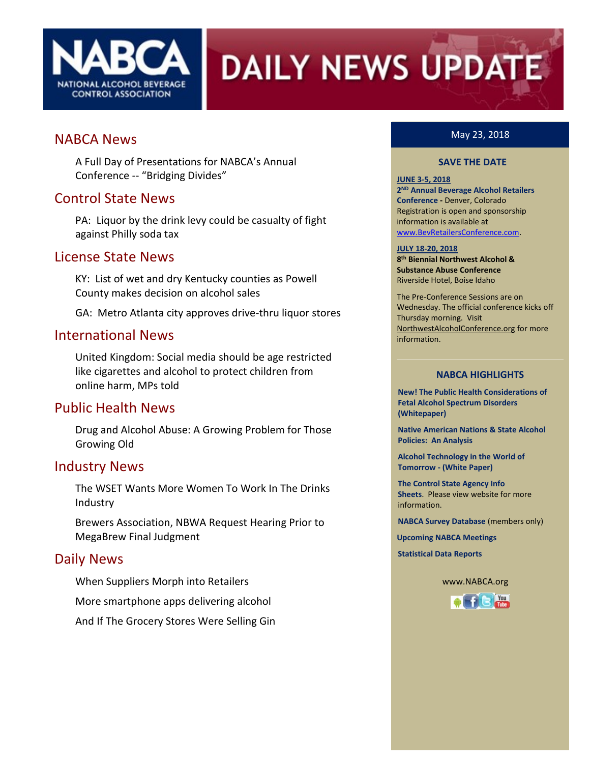# NABCA DAILY NEWS UPDATE

NATIONAL ALCOHOL BEVERAGE CONTROL ASSOCIATION

## NABCA News

A Full Day of Presentations for NABCA's Annual Conference -- "Bridging Divides"

## Control State News

PA: Liquor by the drink levy could be casualty of fight against Philly soda tax

## License State News

KY: List of wet and dry Kentucky counties as Powell County makes decision on alcohol sales

GA: Metro Atlanta city approves drive-thru liquor stores

## International News

United Kingdom: Social media should be age restricted like cigarettes and alcohol to protect children from online harm, MPs told

## Public Health News

Drug and Alcohol Abuse: A Growing Problem for Those Growing Old

## Industry News

The WSET Wants More Women To Work In The Drinks Industry

Brewers Association, NBWA Request Hearing Prior to MegaBrew Final Judgment

## Daily News

When Suppliers Morph into Retailers

More smartphone apps delivering alcohol

And If The Grocery Stores Were Selling Gin

---

May 23, 2018

### SAVE THE DATE

**JUNE 3-5, 2018**
**2ND Annual Beverage Alcohol Retailers Conference -** Denver, Colorado
Registration is open and sponsorship information is available at www.BevRetailersConference.com.

**JULY 18-20, 2018**
**8th Biennial Northwest Alcohol & Substance Abuse Conference**
Riverside Hotel, Boise Idaho

The Pre-Conference Sessions are on Wednesday. The official conference kicks off Thursday morning. Visit NorthwestAlcoholConference.org for more information.

### NABCA HIGHLIGHTS

**New! The Public Health Considerations of Fetal Alcohol Spectrum Disorders (Whitepaper)**

**Native American Nations & State Alcohol Policies: An Analysis**

**Alcohol Technology in the World of Tomorrow - (White Paper)**

**The Control State Agency Info Sheets**. Please view website for more information.

**NABCA Survey Database** (members only)

**Upcoming NABCA Meetings**

**Statistical Data Reports**

www.NABCA.org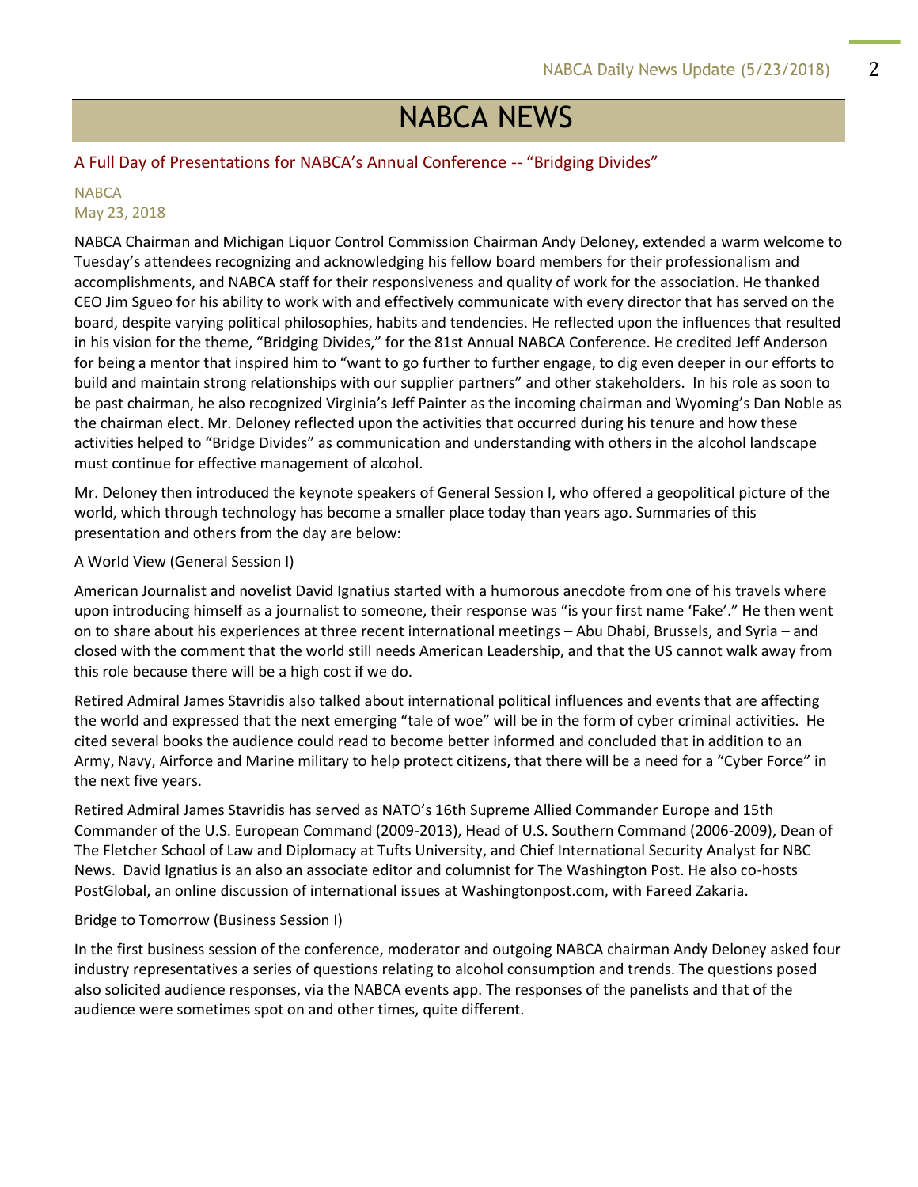## NABCA NEWS

### A Full Day of Presentations for NABCA's Annual Conference -- "Bridging Divides"

NABCA
May 23, 2018

NABCA Chairman and Michigan Liquor Control Commission Chairman Andy Deloney, extended a warm welcome to Tuesday's attendees recognizing and acknowledging his fellow board members for their professionalism and accomplishments, and NABCA staff for their responsiveness and quality of work for the association. He thanked CEO Jim Sgueo for his ability to work with and effectively communicate with every director that has served on the board, despite varying political philosophies, habits and tendencies. He reflected upon the influences that resulted in his vision for the theme, "Bridging Divides," for the 81st Annual NABCA Conference. He credited Jeff Anderson for being a mentor that inspired him to "want to go further to further engage, to dig even deeper in our efforts to build and maintain strong relationships with our supplier partners" and other stakeholders. In his role as soon to be past chairman, he also recognized Virginia's Jeff Painter as the incoming chairman and Wyoming's Dan Noble as the chairman elect. Mr. Deloney reflected upon the activities that occurred during his tenure and how these activities helped to "Bridge Divides" as communication and understanding with others in the alcohol landscape must continue for effective management of alcohol.

Mr. Deloney then introduced the keynote speakers of General Session I, who offered a geopolitical picture of the world, which through technology has become a smaller place today than years ago. Summaries of this presentation and others from the day are below:

A World View (General Session I)

American Journalist and novelist David Ignatius started with a humorous anecdote from one of his travels where upon introducing himself as a journalist to someone, their response was "is your first name 'Fake'." He then went on to share about his experiences at three recent international meetings – Abu Dhabi, Brussels, and Syria – and closed with the comment that the world still needs American Leadership, and that the US cannot walk away from this role because there will be a high cost if we do.

Retired Admiral James Stavridis also talked about international political influences and events that are affecting the world and expressed that the next emerging "tale of woe" will be in the form of cyber criminal activities. He cited several books the audience could read to become better informed and concluded that in addition to an Army, Navy, Airforce and Marine military to help protect citizens, that there will be a need for a "Cyber Force" in the next five years.

Retired Admiral James Stavridis has served as NATO's 16th Supreme Allied Commander Europe and 15th Commander of the U.S. European Command (2009-2013), Head of U.S. Southern Command (2006-2009), Dean of The Fletcher School of Law and Diplomacy at Tufts University, and Chief International Security Analyst for NBC News. David Ignatius is an also an associate editor and columnist for The Washington Post. He also co-hosts PostGlobal, an online discussion of international issues at Washingtonpost.com, with Fareed Zakaria.

Bridge to Tomorrow (Business Session I)

In the first business session of the conference, moderator and outgoing NABCA chairman Andy Deloney asked four industry representatives a series of questions relating to alcohol consumption and trends. The questions posed also solicited audience responses, via the NABCA events app. The responses of the panelists and that of the audience were sometimes spot on and other times, quite different.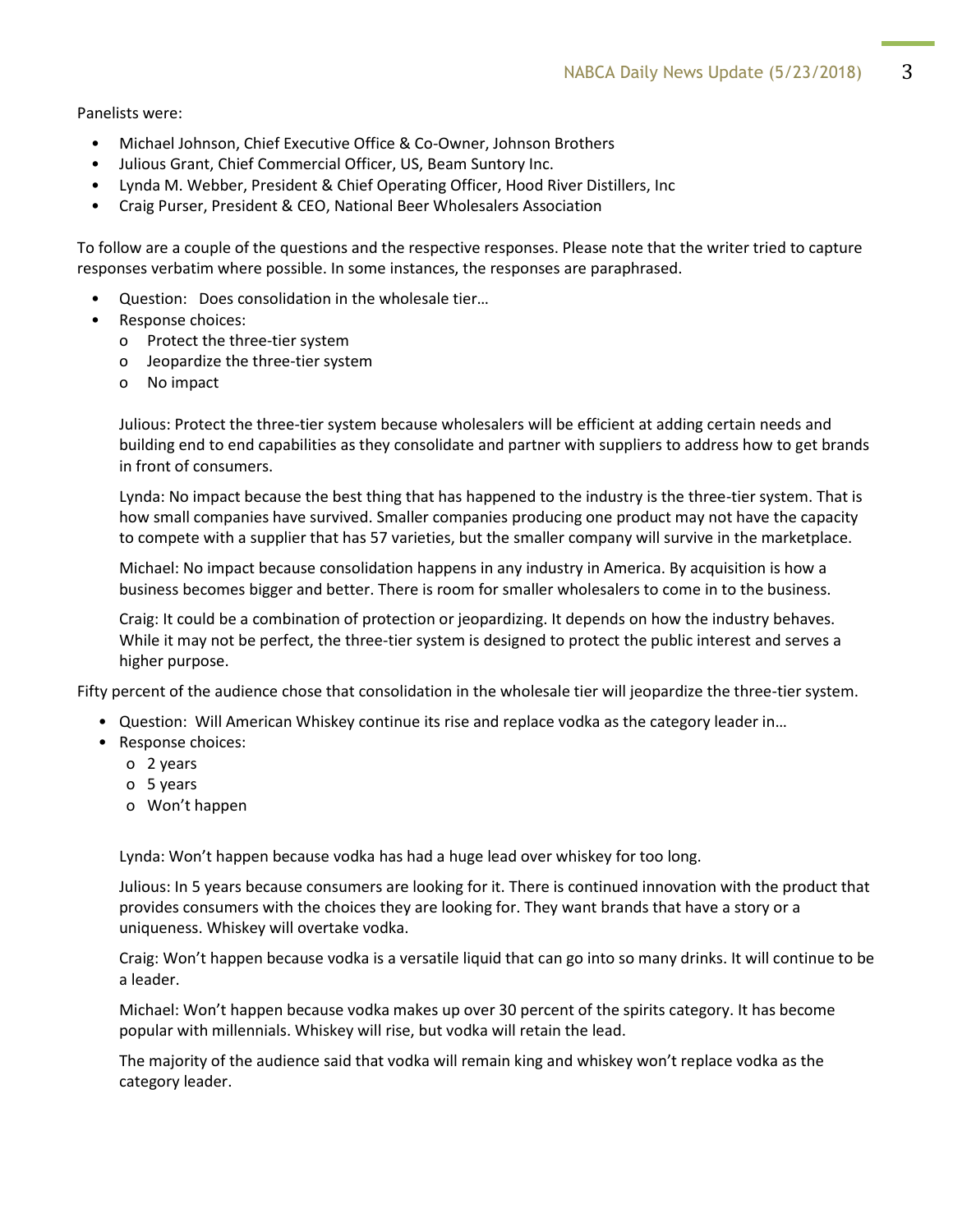Panelists were:

- Michael Johnson, Chief Executive Office & Co-Owner, Johnson Brothers
- Julious Grant, Chief Commercial Officer, US, Beam Suntory Inc.
- Lynda M. Webber, President & Chief Operating Officer, Hood River Distillers, Inc
- Craig Purser, President & CEO, National Beer Wholesalers Association

To follow are a couple of the questions and the respective responses. Please note that the writer tried to capture responses verbatim where possible. In some instances, the responses are paraphrased.

- Question: Does consolidation in the wholesale tier…
- Response choices:
  - Protect the three-tier system
  - Jeopardize the three-tier system
  - No impact

  Julious: Protect the three-tier system because wholesalers will be efficient at adding certain needs and building end to end capabilities as they consolidate and partner with suppliers to address how to get brands in front of consumers.

  Lynda: No impact because the best thing that has happened to the industry is the three-tier system. That is how small companies have survived. Smaller companies producing one product may not have the capacity to compete with a supplier that has 57 varieties, but the smaller company will survive in the marketplace.

  Michael: No impact because consolidation happens in any industry in America. By acquisition is how a business becomes bigger and better. There is room for smaller wholesalers to come in to the business.

  Craig: It could be a combination of protection or jeopardizing. It depends on how the industry behaves. While it may not be perfect, the three-tier system is designed to protect the public interest and serves a higher purpose.

Fifty percent of the audience chose that consolidation in the wholesale tier will jeopardize the three-tier system.

- Question: Will American Whiskey continue its rise and replace vodka as the category leader in…
- Response choices:
  - 2 years
  - 5 years
  - Won't happen

  Lynda: Won't happen because vodka has had a huge lead over whiskey for too long.

  Julious: In 5 years because consumers are looking for it. There is continued innovation with the product that provides consumers with the choices they are looking for. They want brands that have a story or a uniqueness. Whiskey will overtake vodka.

  Craig: Won't happen because vodka is a versatile liquid that can go into so many drinks. It will continue to be a leader.

  Michael: Won't happen because vodka makes up over 30 percent of the spirits category. It has become popular with millennials. Whiskey will rise, but vodka will retain the lead.

  The majority of the audience said that vodka will remain king and whiskey won't replace vodka as the category leader.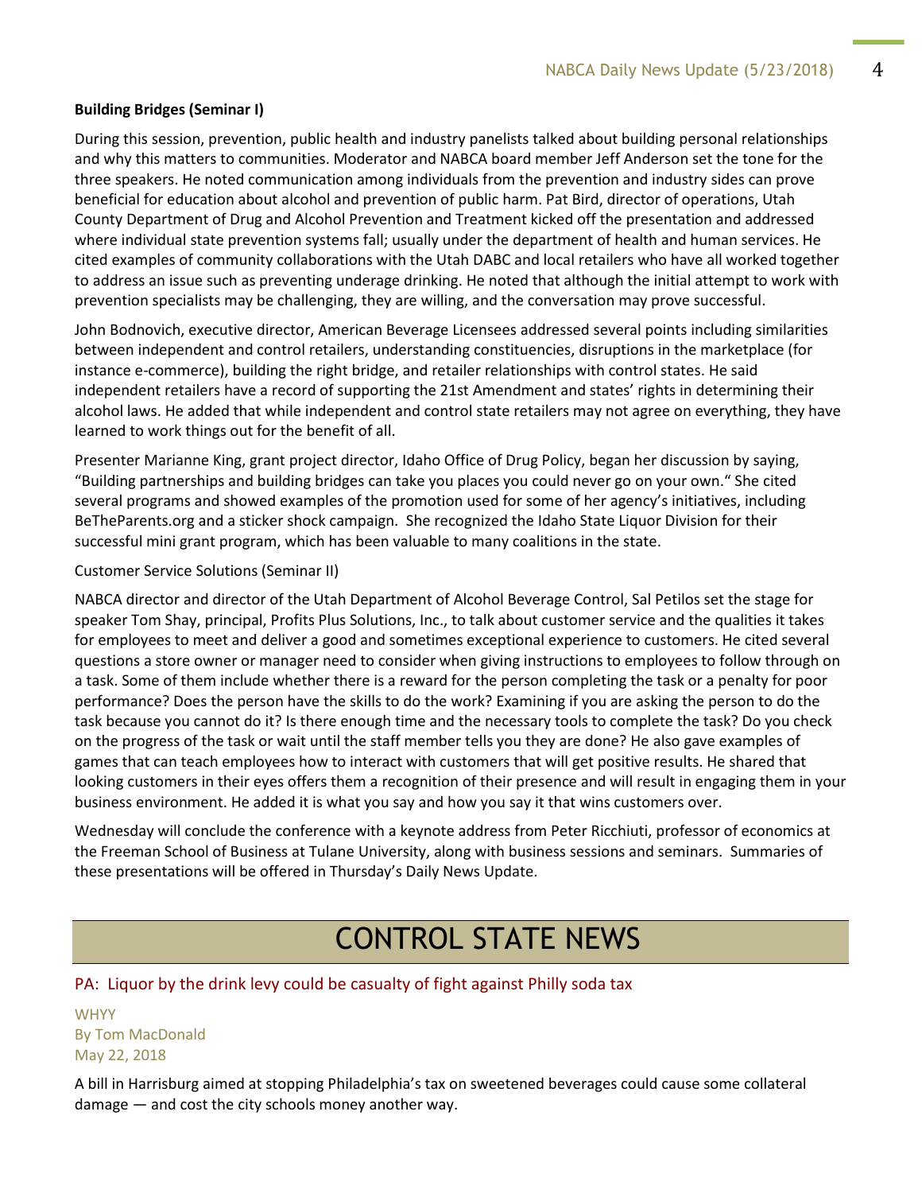**Building Bridges (Seminar I)**

During this session, prevention, public health and industry panelists talked about building personal relationships and why this matters to communities. Moderator and NABCA board member Jeff Anderson set the tone for the three speakers. He noted communication among individuals from the prevention and industry sides can prove beneficial for education about alcohol and prevention of public harm. Pat Bird, director of operations, Utah County Department of Drug and Alcohol Prevention and Treatment kicked off the presentation and addressed where individual state prevention systems fall; usually under the department of health and human services. He cited examples of community collaborations with the Utah DABC and local retailers who have all worked together to address an issue such as preventing underage drinking. He noted that although the initial attempt to work with prevention specialists may be challenging, they are willing, and the conversation may prove successful.

John Bodnovich, executive director, American Beverage Licensees addressed several points including similarities between independent and control retailers, understanding constituencies, disruptions in the marketplace (for instance e-commerce), building the right bridge, and retailer relationships with control states. He said independent retailers have a record of supporting the 21st Amendment and states' rights in determining their alcohol laws. He added that while independent and control state retailers may not agree on everything, they have learned to work things out for the benefit of all.

Presenter Marianne King, grant project director, Idaho Office of Drug Policy, began her discussion by saying, "Building partnerships and building bridges can take you places you could never go on your own." She cited several programs and showed examples of the promotion used for some of her agency's initiatives, including BeTheParents.org and a sticker shock campaign. She recognized the Idaho State Liquor Division for their successful mini grant program, which has been valuable to many coalitions in the state.

Customer Service Solutions (Seminar II)

NABCA director and director of the Utah Department of Alcohol Beverage Control, Sal Petilos set the stage for speaker Tom Shay, principal, Profits Plus Solutions, Inc., to talk about customer service and the qualities it takes for employees to meet and deliver a good and sometimes exceptional experience to customers. He cited several questions a store owner or manager need to consider when giving instructions to employees to follow through on a task. Some of them include whether there is a reward for the person completing the task or a penalty for poor performance? Does the person have the skills to do the work? Examining if you are asking the person to do the task because you cannot do it? Is there enough time and the necessary tools to complete the task? Do you check on the progress of the task or wait until the staff member tells you they are done? He also gave examples of games that can teach employees how to interact with customers that will get positive results. He shared that looking customers in their eyes offers them a recognition of their presence and will result in engaging them in your business environment. He added it is what you say and how you say it that wins customers over.

Wednesday will conclude the conference with a keynote address from Peter Ricchiuti, professor of economics at the Freeman School of Business at Tulane University, along with business sessions and seminars. Summaries of these presentations will be offered in Thursday's Daily News Update.

# CONTROL STATE NEWS

## PA: Liquor by the drink levy could be casualty of fight against Philly soda tax

WHYY
By Tom MacDonald
May 22, 2018

A bill in Harrisburg aimed at stopping Philadelphia's tax on sweetened beverages could cause some collateral damage — and cost the city schools money another way.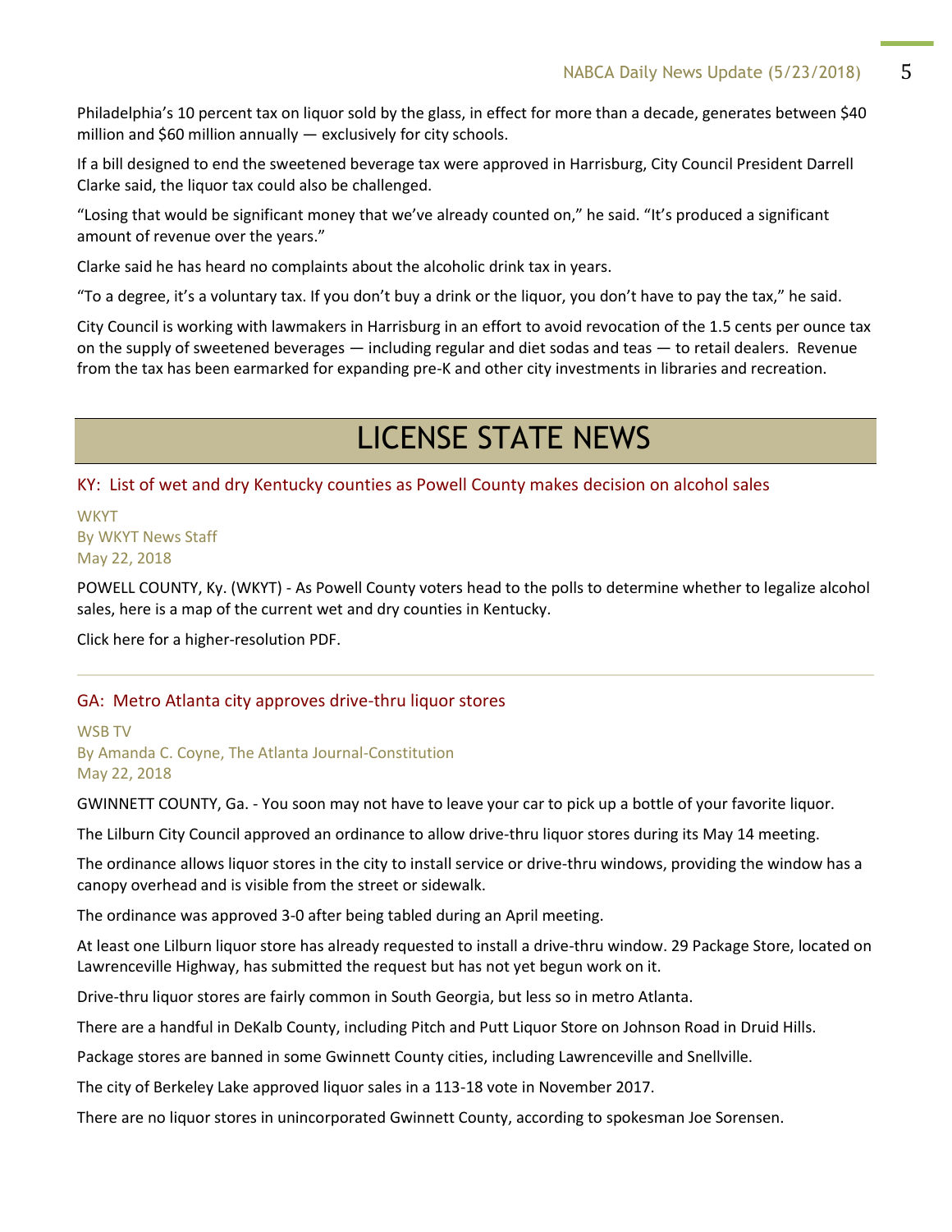Philadelphia's 10 percent tax on liquor sold by the glass, in effect for more than a decade, generates between $40 million and $60 million annually — exclusively for city schools.

If a bill designed to end the sweetened beverage tax were approved in Harrisburg, City Council President Darrell Clarke said, the liquor tax could also be challenged.

"Losing that would be significant money that we've already counted on," he said. "It's produced a significant amount of revenue over the years."

Clarke said he has heard no complaints about the alcoholic drink tax in years.

"To a degree, it's a voluntary tax. If you don't buy a drink or the liquor, you don't have to pay the tax," he said.

City Council is working with lawmakers in Harrisburg in an effort to avoid revocation of the 1.5 cents per ounce tax on the supply of sweetened beverages — including regular and diet sodas and teas — to retail dealers. Revenue from the tax has been earmarked for expanding pre-K and other city investments in libraries and recreation.

# LICENSE STATE NEWS

## KY: List of wet and dry Kentucky counties as Powell County makes decision on alcohol sales

WKYT
By WKYT News Staff
May 22, 2018

POWELL COUNTY, Ky. (WKYT) - As Powell County voters head to the polls to determine whether to legalize alcohol sales, here is a map of the current wet and dry counties in Kentucky.

Click here for a higher-resolution PDF.

---

## GA: Metro Atlanta city approves drive-thru liquor stores

WSB TV
By Amanda C. Coyne, The Atlanta Journal-Constitution
May 22, 2018

GWINNETT COUNTY, Ga. - You soon may not have to leave your car to pick up a bottle of your favorite liquor.

The Lilburn City Council approved an ordinance to allow drive-thru liquor stores during its May 14 meeting.

The ordinance allows liquor stores in the city to install service or drive-thru windows, providing the window has a canopy overhead and is visible from the street or sidewalk.

The ordinance was approved 3-0 after being tabled during an April meeting.

At least one Lilburn liquor store has already requested to install a drive-thru window. 29 Package Store, located on Lawrenceville Highway, has submitted the request but has not yet begun work on it.

Drive-thru liquor stores are fairly common in South Georgia, but less so in metro Atlanta.

There are a handful in DeKalb County, including Pitch and Putt Liquor Store on Johnson Road in Druid Hills.

Package stores are banned in some Gwinnett County cities, including Lawrenceville and Snellville.

The city of Berkeley Lake approved liquor sales in a 113-18 vote in November 2017.

There are no liquor stores in unincorporated Gwinnett County, according to spokesman Joe Sorensen.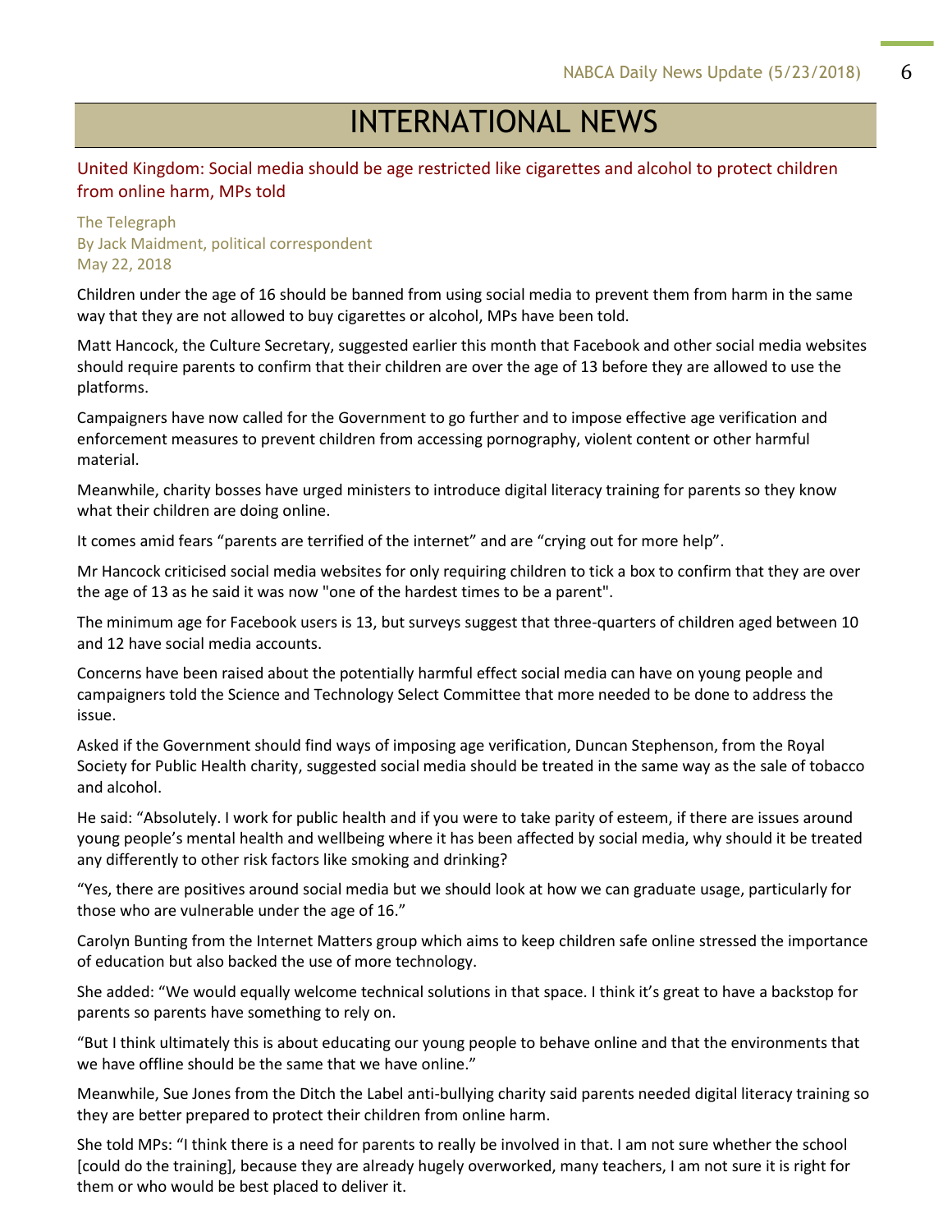# INTERNATIONAL NEWS

## United Kingdom: Social media should be age restricted like cigarettes and alcohol to protect children from online harm, MPs told

The Telegraph
By Jack Maidment, political correspondent
May 22, 2018

Children under the age of 16 should be banned from using social media to prevent them from harm in the same way that they are not allowed to buy cigarettes or alcohol, MPs have been told.

Matt Hancock, the Culture Secretary, suggested earlier this month that Facebook and other social media websites should require parents to confirm that their children are over the age of 13 before they are allowed to use the platforms.

Campaigners have now called for the Government to go further and to impose effective age verification and enforcement measures to prevent children from accessing pornography, violent content or other harmful material.

Meanwhile, charity bosses have urged ministers to introduce digital literacy training for parents so they know what their children are doing online.

It comes amid fears "parents are terrified of the internet" and are "crying out for more help".

Mr Hancock criticised social media websites for only requiring children to tick a box to confirm that they are over the age of 13 as he said it was now "one of the hardest times to be a parent".

The minimum age for Facebook users is 13, but surveys suggest that three-quarters of children aged between 10 and 12 have social media accounts.

Concerns have been raised about the potentially harmful effect social media can have on young people and campaigners told the Science and Technology Select Committee that more needed to be done to address the issue.

Asked if the Government should find ways of imposing age verification, Duncan Stephenson, from the Royal Society for Public Health charity, suggested social media should be treated in the same way as the sale of tobacco and alcohol.

He said: "Absolutely. I work for public health and if you were to take parity of esteem, if there are issues around young people's mental health and wellbeing where it has been affected by social media, why should it be treated any differently to other risk factors like smoking and drinking?

"Yes, there are positives around social media but we should look at how we can graduate usage, particularly for those who are vulnerable under the age of 16."

Carolyn Bunting from the Internet Matters group which aims to keep children safe online stressed the importance of education but also backed the use of more technology.

She added: "We would equally welcome technical solutions in that space. I think it's great to have a backstop for parents so parents have something to rely on.

"But I think ultimately this is about educating our young people to behave online and that the environments that we have offline should be the same that we have online."

Meanwhile, Sue Jones from the Ditch the Label anti-bullying charity said parents needed digital literacy training so they are better prepared to protect their children from online harm.

She told MPs: "I think there is a need for parents to really be involved in that. I am not sure whether the school [could do the training], because they are already hugely overworked, many teachers, I am not sure it is right for them or who would be best placed to deliver it.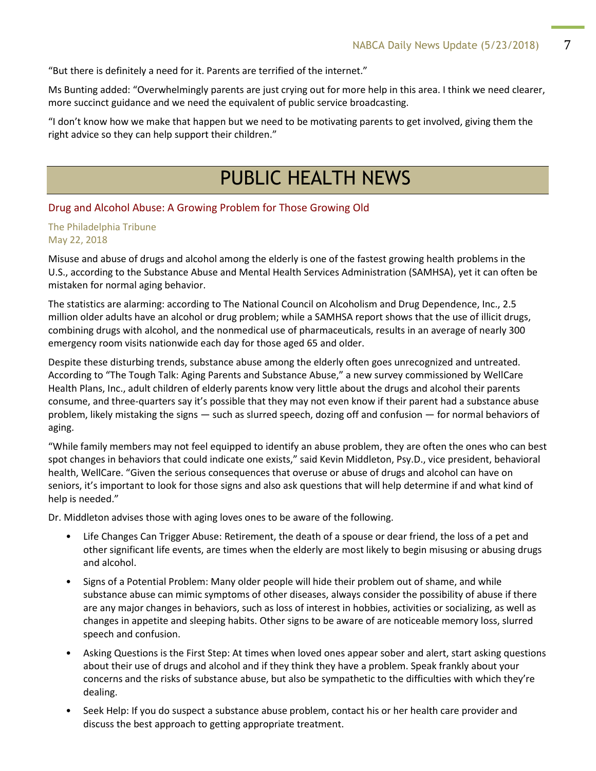"But there is definitely a need for it. Parents are terrified of the internet."

Ms Bunting added: "Overwhelmingly parents are just crying out for more help in this area. I think we need clearer, more succinct guidance and we need the equivalent of public service broadcasting.

"I don't know how we make that happen but we need to be motivating parents to get involved, giving them the right advice so they can help support their children."

# PUBLIC HEALTH NEWS

## Drug and Alcohol Abuse: A Growing Problem for Those Growing Old

The Philadelphia Tribune
May 22, 2018

Misuse and abuse of drugs and alcohol among the elderly is one of the fastest growing health problems in the U.S., according to the Substance Abuse and Mental Health Services Administration (SAMHSA), yet it can often be mistaken for normal aging behavior.

The statistics are alarming: according to The National Council on Alcoholism and Drug Dependence, Inc., 2.5 million older adults have an alcohol or drug problem; while a SAMHSA report shows that the use of illicit drugs, combining drugs with alcohol, and the nonmedical use of pharmaceuticals, results in an average of nearly 300 emergency room visits nationwide each day for those aged 65 and older.

Despite these disturbing trends, substance abuse among the elderly often goes unrecognized and untreated. According to "The Tough Talk: Aging Parents and Substance Abuse," a new survey commissioned by WellCare Health Plans, Inc., adult children of elderly parents know very little about the drugs and alcohol their parents consume, and three-quarters say it's possible that they may not even know if their parent had a substance abuse problem, likely mistaking the signs — such as slurred speech, dozing off and confusion — for normal behaviors of aging.

"While family members may not feel equipped to identify an abuse problem, they are often the ones who can best spot changes in behaviors that could indicate one exists," said Kevin Middleton, Psy.D., vice president, behavioral health, WellCare. "Given the serious consequences that overuse or abuse of drugs and alcohol can have on seniors, it's important to look for those signs and also ask questions that will help determine if and what kind of help is needed."

Dr. Middleton advises those with aging loves ones to be aware of the following.

- Life Changes Can Trigger Abuse: Retirement, the death of a spouse or dear friend, the loss of a pet and other significant life events, are times when the elderly are most likely to begin misusing or abusing drugs and alcohol.
- Signs of a Potential Problem: Many older people will hide their problem out of shame, and while substance abuse can mimic symptoms of other diseases, always consider the possibility of abuse if there are any major changes in behaviors, such as loss of interest in hobbies, activities or socializing, as well as changes in appetite and sleeping habits. Other signs to be aware of are noticeable memory loss, slurred speech and confusion.
- Asking Questions is the First Step: At times when loved ones appear sober and alert, start asking questions about their use of drugs and alcohol and if they think they have a problem. Speak frankly about your concerns and the risks of substance abuse, but also be sympathetic to the difficulties with which they're dealing.
- Seek Help: If you do suspect a substance abuse problem, contact his or her health care provider and discuss the best approach to getting appropriate treatment.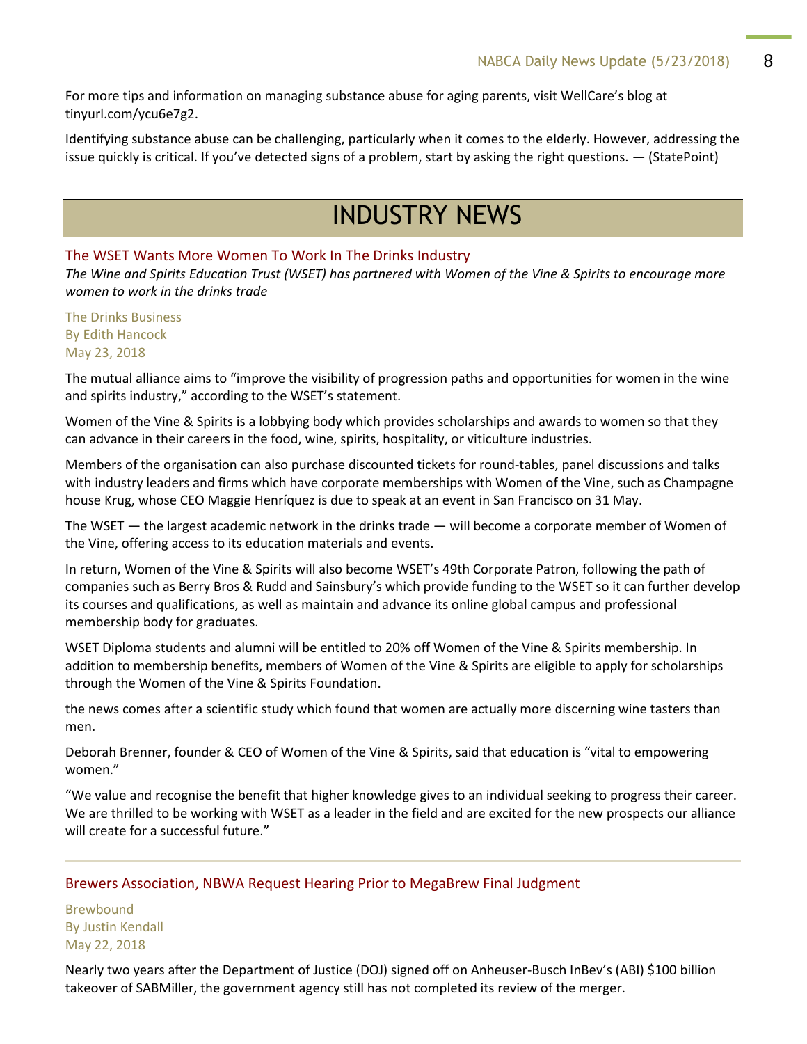For more tips and information on managing substance abuse for aging parents, visit WellCare's blog at tinyurl.com/ycu6e7g2.

Identifying substance abuse can be challenging, particularly when it comes to the elderly. However, addressing the issue quickly is critical. If you've detected signs of a problem, start by asking the right questions. — (StatePoint)

# INDUSTRY NEWS

## The WSET Wants More Women To Work In The Drinks Industry

*The Wine and Spirits Education Trust (WSET) has partnered with Women of the Vine & Spirits to encourage more women to work in the drinks trade*

The Drinks Business
By Edith Hancock
May 23, 2018

The mutual alliance aims to "improve the visibility of progression paths and opportunities for women in the wine and spirits industry," according to the WSET's statement.

Women of the Vine & Spirits is a lobbying body which provides scholarships and awards to women so that they can advance in their careers in the food, wine, spirits, hospitality, or viticulture industries.

Members of the organisation can also purchase discounted tickets for round-tables, panel discussions and talks with industry leaders and firms which have corporate memberships with Women of the Vine, such as Champagne house Krug, whose CEO Maggie Henríquez is due to speak at an event in San Francisco on 31 May.

The WSET — the largest academic network in the drinks trade — will become a corporate member of Women of the Vine, offering access to its education materials and events.

In return, Women of the Vine & Spirits will also become WSET's 49th Corporate Patron, following the path of companies such as Berry Bros & Rudd and Sainsbury's which provide funding to the WSET so it can further develop its courses and qualifications, as well as maintain and advance its online global campus and professional membership body for graduates.

WSET Diploma students and alumni will be entitled to 20% off Women of the Vine & Spirits membership. In addition to membership benefits, members of Women of the Vine & Spirits are eligible to apply for scholarships through the Women of the Vine & Spirits Foundation.

the news comes after a scientific study which found that women are actually more discerning wine tasters than men.

Deborah Brenner, founder & CEO of Women of the Vine & Spirits, said that education is "vital to empowering women."

"We value and recognise the benefit that higher knowledge gives to an individual seeking to progress their career. We are thrilled to be working with WSET as a leader in the field and are excited for the new prospects our alliance will create for a successful future."

---

## Brewers Association, NBWA Request Hearing Prior to MegaBrew Final Judgment

Brewbound
By Justin Kendall
May 22, 2018

Nearly two years after the Department of Justice (DOJ) signed off on Anheuser-Busch InBev's (ABI) $100 billion takeover of SABMiller, the government agency still has not completed its review of the merger.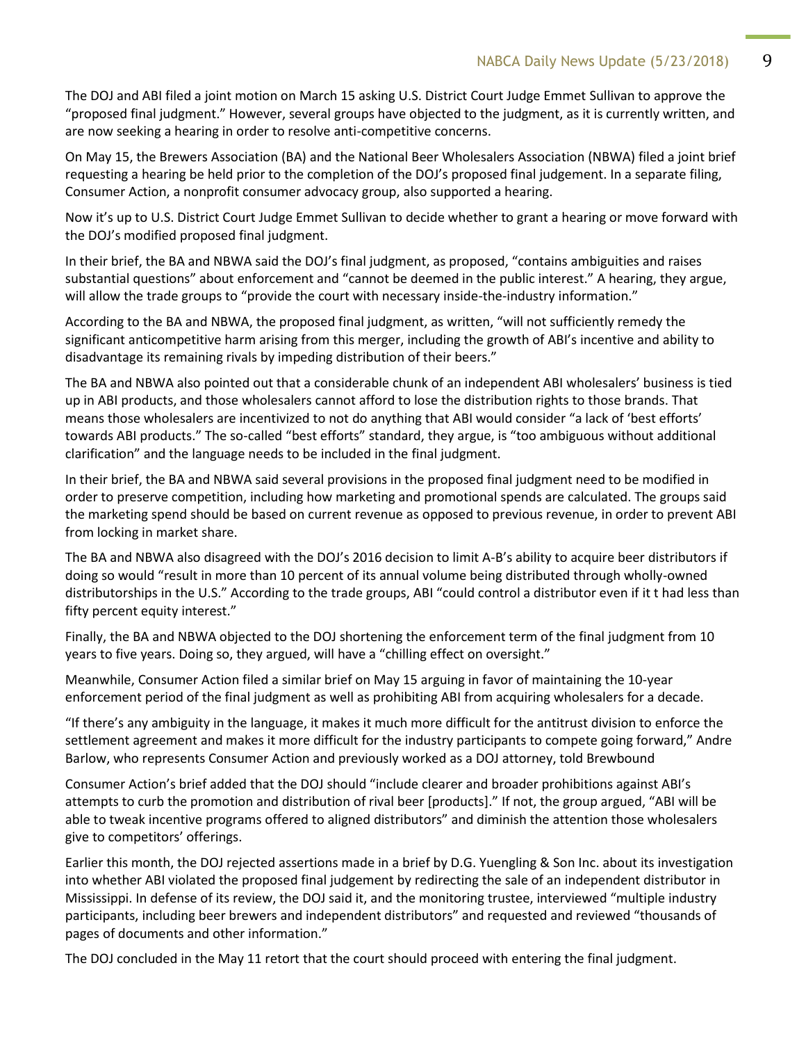The DOJ and ABI filed a joint motion on March 15 asking U.S. District Court Judge Emmet Sullivan to approve the "proposed final judgment." However, several groups have objected to the judgment, as it is currently written, and are now seeking a hearing in order to resolve anti-competitive concerns.

On May 15, the Brewers Association (BA) and the National Beer Wholesalers Association (NBWA) filed a joint brief requesting a hearing be held prior to the completion of the DOJ's proposed final judgement. In a separate filing, Consumer Action, a nonprofit consumer advocacy group, also supported a hearing.

Now it's up to U.S. District Court Judge Emmet Sullivan to decide whether to grant a hearing or move forward with the DOJ's modified proposed final judgment.

In their brief, the BA and NBWA said the DOJ's final judgment, as proposed, "contains ambiguities and raises substantial questions" about enforcement and "cannot be deemed in the public interest." A hearing, they argue, will allow the trade groups to "provide the court with necessary inside-the-industry information."

According to the BA and NBWA, the proposed final judgment, as written, "will not sufficiently remedy the significant anticompetitive harm arising from this merger, including the growth of ABI's incentive and ability to disadvantage its remaining rivals by impeding distribution of their beers."

The BA and NBWA also pointed out that a considerable chunk of an independent ABI wholesalers' business is tied up in ABI products, and those wholesalers cannot afford to lose the distribution rights to those brands. That means those wholesalers are incentivized to not do anything that ABI would consider "a lack of 'best efforts' towards ABI products." The so-called "best efforts" standard, they argue, is "too ambiguous without additional clarification" and the language needs to be included in the final judgment.

In their brief, the BA and NBWA said several provisions in the proposed final judgment need to be modified in order to preserve competition, including how marketing and promotional spends are calculated. The groups said the marketing spend should be based on current revenue as opposed to previous revenue, in order to prevent ABI from locking in market share.

The BA and NBWA also disagreed with the DOJ's 2016 decision to limit A-B's ability to acquire beer distributors if doing so would "result in more than 10 percent of its annual volume being distributed through wholly-owned distributorships in the U.S." According to the trade groups, ABI "could control a distributor even if it t had less than fifty percent equity interest."

Finally, the BA and NBWA objected to the DOJ shortening the enforcement term of the final judgment from 10 years to five years. Doing so, they argued, will have a "chilling effect on oversight."

Meanwhile, Consumer Action filed a similar brief on May 15 arguing in favor of maintaining the 10-year enforcement period of the final judgment as well as prohibiting ABI from acquiring wholesalers for a decade.

"If there's any ambiguity in the language, it makes it much more difficult for the antitrust division to enforce the settlement agreement and makes it more difficult for the industry participants to compete going forward," Andre Barlow, who represents Consumer Action and previously worked as a DOJ attorney, told Brewbound

Consumer Action's brief added that the DOJ should "include clearer and broader prohibitions against ABI's attempts to curb the promotion and distribution of rival beer [products]." If not, the group argued, "ABI will be able to tweak incentive programs offered to aligned distributors" and diminish the attention those wholesalers give to competitors' offerings.

Earlier this month, the DOJ rejected assertions made in a brief by D.G. Yuengling & Son Inc. about its investigation into whether ABI violated the proposed final judgement by redirecting the sale of an independent distributor in Mississippi. In defense of its review, the DOJ said it, and the monitoring trustee, interviewed "multiple industry participants, including beer brewers and independent distributors" and requested and reviewed "thousands of pages of documents and other information."

The DOJ concluded in the May 11 retort that the court should proceed with entering the final judgment.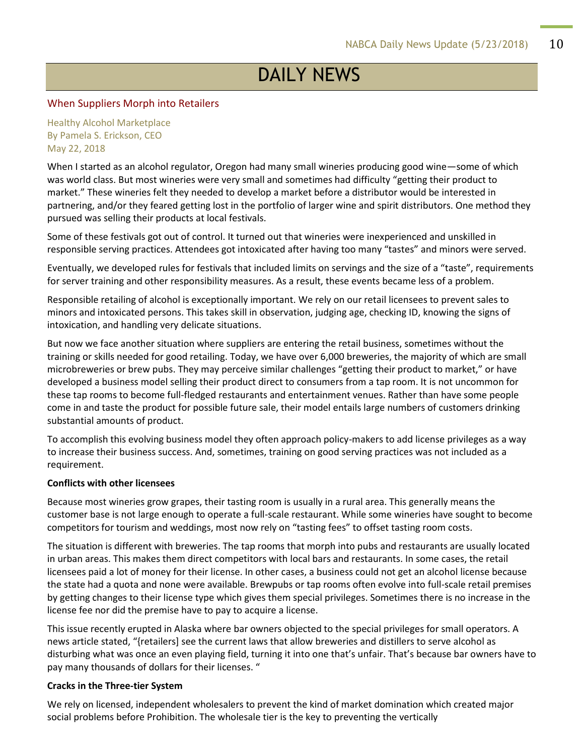# DAILY NEWS

## When Suppliers Morph into Retailers

Healthy Alcohol Marketplace
By Pamela S. Erickson, CEO
May 22, 2018

When I started as an alcohol regulator, Oregon had many small wineries producing good wine—some of which was world class. But most wineries were very small and sometimes had difficulty "getting their product to market." These wineries felt they needed to develop a market before a distributor would be interested in partnering, and/or they feared getting lost in the portfolio of larger wine and spirit distributors. One method they pursued was selling their products at local festivals.

Some of these festivals got out of control. It turned out that wineries were inexperienced and unskilled in responsible serving practices. Attendees got intoxicated after having too many "tastes" and minors were served.

Eventually, we developed rules for festivals that included limits on servings and the size of a "taste", requirements for server training and other responsibility measures. As a result, these events became less of a problem.

Responsible retailing of alcohol is exceptionally important. We rely on our retail licensees to prevent sales to minors and intoxicated persons. This takes skill in observation, judging age, checking ID, knowing the signs of intoxication, and handling very delicate situations.

But now we face another situation where suppliers are entering the retail business, sometimes without the training or skills needed for good retailing. Today, we have over 6,000 breweries, the majority of which are small microbreweries or brew pubs. They may perceive similar challenges "getting their product to market," or have developed a business model selling their product direct to consumers from a tap room. It is not uncommon for these tap rooms to become full-fledged restaurants and entertainment venues. Rather than have some people come in and taste the product for possible future sale, their model entails large numbers of customers drinking substantial amounts of product.

To accomplish this evolving business model they often approach policy-makers to add license privileges as a way to increase their business success. And, sometimes, training on good serving practices was not included as a requirement.

**Conflicts with other licensees**

Because most wineries grow grapes, their tasting room is usually in a rural area. This generally means the customer base is not large enough to operate a full-scale restaurant. While some wineries have sought to become competitors for tourism and weddings, most now rely on "tasting fees" to offset tasting room costs.

The situation is different with breweries. The tap rooms that morph into pubs and restaurants are usually located in urban areas. This makes them direct competitors with local bars and restaurants. In some cases, the retail licensees paid a lot of money for their license. In other cases, a business could not get an alcohol license because the state had a quota and none were available. Brewpubs or tap rooms often evolve into full-scale retail premises by getting changes to their license type which gives them special privileges. Sometimes there is no increase in the license fee nor did the premise have to pay to acquire a license.

This issue recently erupted in Alaska where bar owners objected to the special privileges for small operators. A news article stated, "{retailers] see the current laws that allow breweries and distillers to serve alcohol as disturbing what was once an even playing field, turning it into one that's unfair. That's because bar owners have to pay many thousands of dollars for their licenses. "

**Cracks in the Three-tier System**

We rely on licensed, independent wholesalers to prevent the kind of market domination which created major social problems before Prohibition. The wholesale tier is the key to preventing the vertically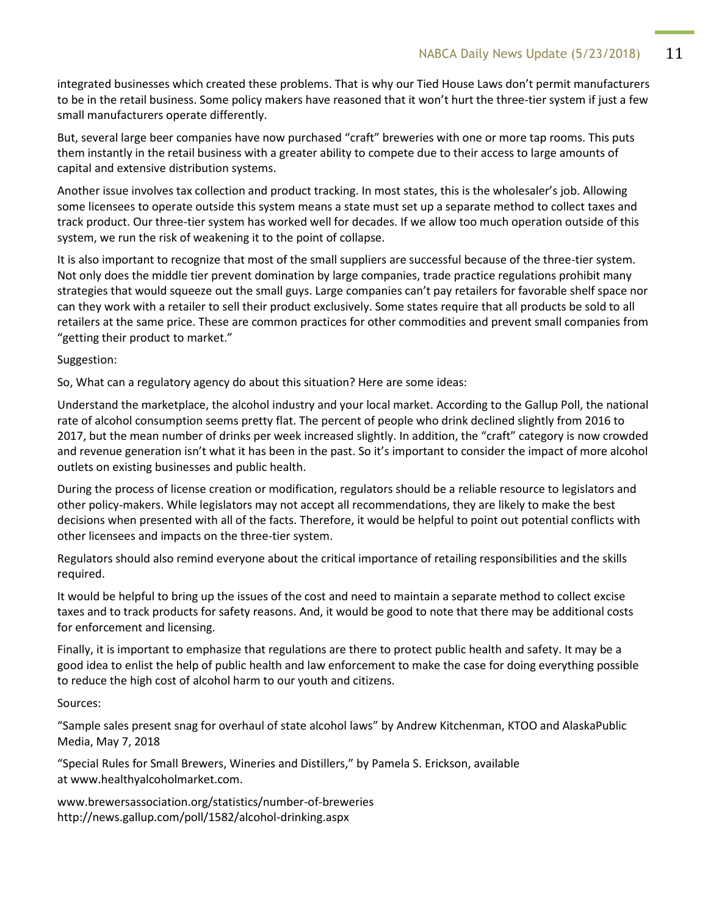integrated businesses which created these problems. That is why our Tied House Laws don't permit manufacturers to be in the retail business. Some policy makers have reasoned that it won't hurt the three-tier system if just a few small manufacturers operate differently.

But, several large beer companies have now purchased "craft" breweries with one or more tap rooms. This puts them instantly in the retail business with a greater ability to compete due to their access to large amounts of capital and extensive distribution systems.

Another issue involves tax collection and product tracking. In most states, this is the wholesaler's job. Allowing some licensees to operate outside this system means a state must set up a separate method to collect taxes and track product. Our three-tier system has worked well for decades. If we allow too much operation outside of this system, we run the risk of weakening it to the point of collapse.

It is also important to recognize that most of the small suppliers are successful because of the three-tier system. Not only does the middle tier prevent domination by large companies, trade practice regulations prohibit many strategies that would squeeze out the small guys. Large companies can't pay retailers for favorable shelf space nor can they work with a retailer to sell their product exclusively. Some states require that all products be sold to all retailers at the same price. These are common practices for other commodities and prevent small companies from "getting their product to market."

Suggestion:

So, What can a regulatory agency do about this situation? Here are some ideas:

Understand the marketplace, the alcohol industry and your local market. According to the Gallup Poll, the national rate of alcohol consumption seems pretty flat. The percent of people who drink declined slightly from 2016 to 2017, but the mean number of drinks per week increased slightly. In addition, the "craft" category is now crowded and revenue generation isn't what it has been in the past. So it's important to consider the impact of more alcohol outlets on existing businesses and public health.

During the process of license creation or modification, regulators should be a reliable resource to legislators and other policy-makers. While legislators may not accept all recommendations, they are likely to make the best decisions when presented with all of the facts. Therefore, it would be helpful to point out potential conflicts with other licensees and impacts on the three-tier system.

Regulators should also remind everyone about the critical importance of retailing responsibilities and the skills required.

It would be helpful to bring up the issues of the cost and need to maintain a separate method to collect excise taxes and to track products for safety reasons. And, it would be good to note that there may be additional costs for enforcement and licensing.

Finally, it is important to emphasize that regulations are there to protect public health and safety. It may be a good idea to enlist the help of public health and law enforcement to make the case for doing everything possible to reduce the high cost of alcohol harm to our youth and citizens.

Sources:

"Sample sales present snag for overhaul of state alcohol laws" by Andrew Kitchenman, KTOO and AlaskaPublic Media, May 7, 2018

"Special Rules for Small Brewers, Wineries and Distillers," by Pamela S. Erickson, available at www.healthyalcoholmarket.com.

www.brewersassociation.org/statistics/number-of-breweries
http://news.gallup.com/poll/1582/alcohol-drinking.aspx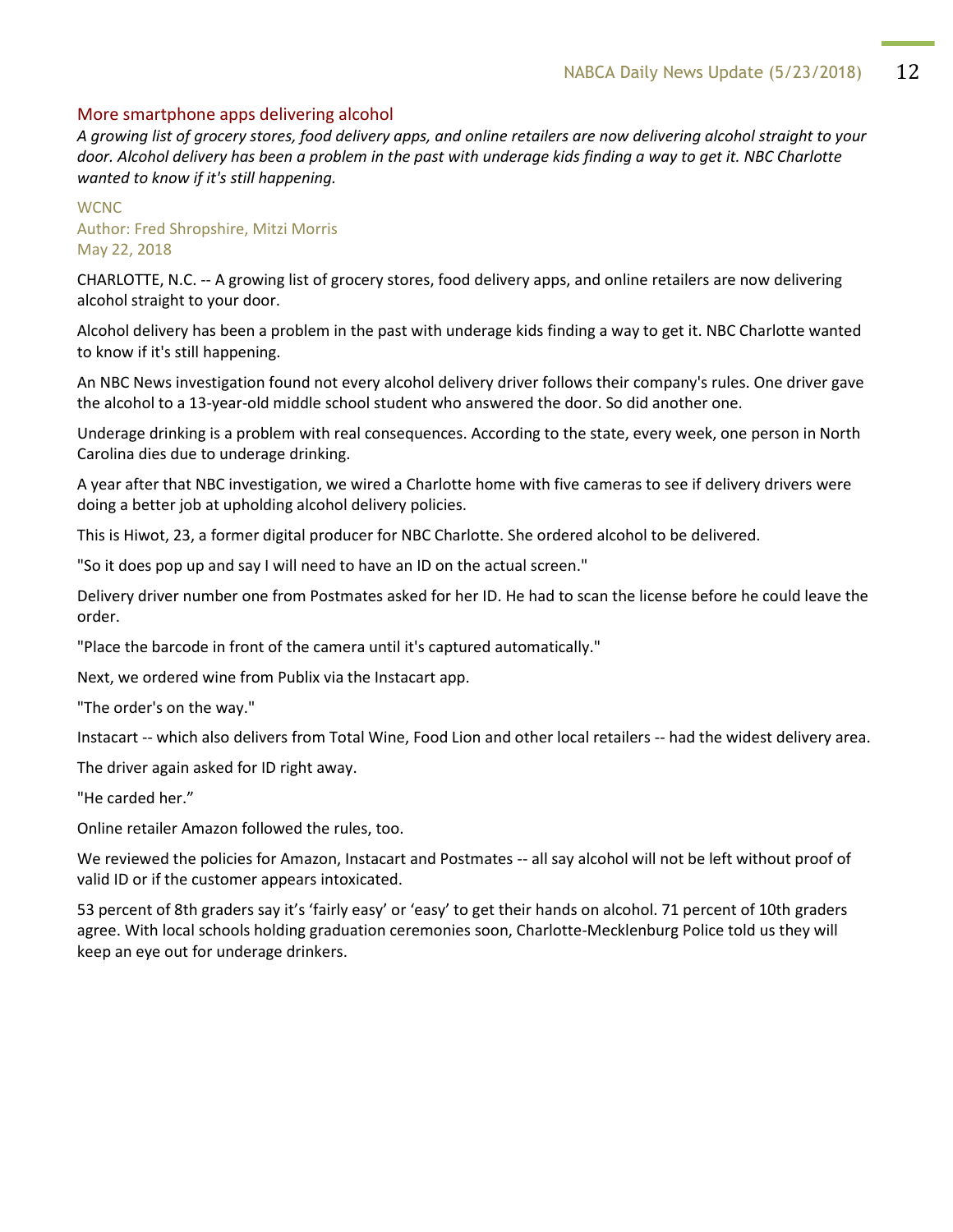## More smartphone apps delivering alcohol

*A growing list of grocery stores, food delivery apps, and online retailers are now delivering alcohol straight to your door. Alcohol delivery has been a problem in the past with underage kids finding a way to get it. NBC Charlotte wanted to know if it's still happening.*

WCNC
Author: Fred Shropshire, Mitzi Morris
May 22, 2018

CHARLOTTE, N.C. -- A growing list of grocery stores, food delivery apps, and online retailers are now delivering alcohol straight to your door.

Alcohol delivery has been a problem in the past with underage kids finding a way to get it. NBC Charlotte wanted to know if it's still happening.

An NBC News investigation found not every alcohol delivery driver follows their company's rules. One driver gave the alcohol to a 13-year-old middle school student who answered the door. So did another one.

Underage drinking is a problem with real consequences. According to the state, every week, one person in North Carolina dies due to underage drinking.

A year after that NBC investigation, we wired a Charlotte home with five cameras to see if delivery drivers were doing a better job at upholding alcohol delivery policies.

This is Hiwot, 23, a former digital producer for NBC Charlotte. She ordered alcohol to be delivered.

"So it does pop up and say I will need to have an ID on the actual screen."

Delivery driver number one from Postmates asked for her ID. He had to scan the license before he could leave the order.

"Place the barcode in front of the camera until it's captured automatically."

Next, we ordered wine from Publix via the Instacart app.

"The order's on the way."

Instacart -- which also delivers from Total Wine, Food Lion and other local retailers -- had the widest delivery area.

The driver again asked for ID right away.

"He carded her."

Online retailer Amazon followed the rules, too.

We reviewed the policies for Amazon, Instacart and Postmates -- all say alcohol will not be left without proof of valid ID or if the customer appears intoxicated.

53 percent of 8th graders say it's 'fairly easy' or 'easy' to get their hands on alcohol. 71 percent of 10th graders agree. With local schools holding graduation ceremonies soon, Charlotte-Mecklenburg Police told us they will keep an eye out for underage drinkers.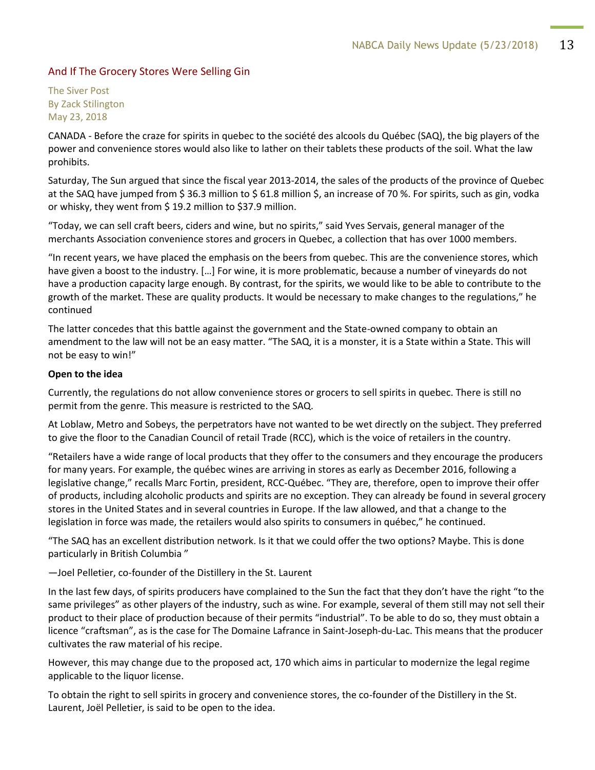## And If The Grocery Stores Were Selling Gin

The Siver Post
By Zack Stilington
May 23, 2018

CANADA - Before the craze for spirits in quebec to the société des alcools du Québec (SAQ), the big players of the power and convenience stores would also like to lather on their tablets these products of the soil. What the law prohibits.

Saturday, The Sun argued that since the fiscal year 2013-2014, the sales of the products of the province of Quebec at the SAQ have jumped from $ 36.3 million to $ 61.8 million $, an increase of 70 %. For spirits, such as gin, vodka or whisky, they went from $ 19.2 million to $37.9 million.

"Today, we can sell craft beers, ciders and wine, but no spirits," said Yves Servais, general manager of the merchants Association convenience stores and grocers in Quebec, a collection that has over 1000 members.

"In recent years, we have placed the emphasis on the beers from quebec. This are the convenience stores, which have given a boost to the industry. […] For wine, it is more problematic, because a number of vineyards do not have a production capacity large enough. By contrast, for the spirits, we would like to be able to contribute to the growth of the market. These are quality products. It would be necessary to make changes to the regulations," he continued

The latter concedes that this battle against the government and the State-owned company to obtain an amendment to the law will not be an easy matter. "The SAQ, it is a monster, it is a State within a State. This will not be easy to win!"

**Open to the idea**

Currently, the regulations do not allow convenience stores or grocers to sell spirits in quebec. There is still no permit from the genre. This measure is restricted to the SAQ.

At Loblaw, Metro and Sobeys, the perpetrators have not wanted to be wet directly on the subject. They preferred to give the floor to the Canadian Council of retail Trade (RCC), which is the voice of retailers in the country.

"Retailers have a wide range of local products that they offer to the consumers and they encourage the producers for many years. For example, the québec wines are arriving in stores as early as December 2016, following a legislative change," recalls Marc Fortin, president, RCC-Québec. "They are, therefore, open to improve their offer of products, including alcoholic products and spirits are no exception. They can already be found in several grocery stores in the United States and in several countries in Europe. If the law allowed, and that a change to the legislation in force was made, the retailers would also spirits to consumers in québec," he continued.

"The SAQ has an excellent distribution network. Is it that we could offer the two options? Maybe. This is done particularly in British Columbia "

—Joel Pelletier, co-founder of the Distillery in the St. Laurent

In the last few days, of spirits producers have complained to the Sun the fact that they don't have the right "to the same privileges" as other players of the industry, such as wine. For example, several of them still may not sell their product to their place of production because of their permits "industrial". To be able to do so, they must obtain a licence "craftsman", as is the case for The Domaine Lafrance in Saint-Joseph-du-Lac. This means that the producer cultivates the raw material of his recipe.

However, this may change due to the proposed act, 170 which aims in particular to modernize the legal regime applicable to the liquor license.

To obtain the right to sell spirits in grocery and convenience stores, the co-founder of the Distillery in the St. Laurent, Joël Pelletier, is said to be open to the idea.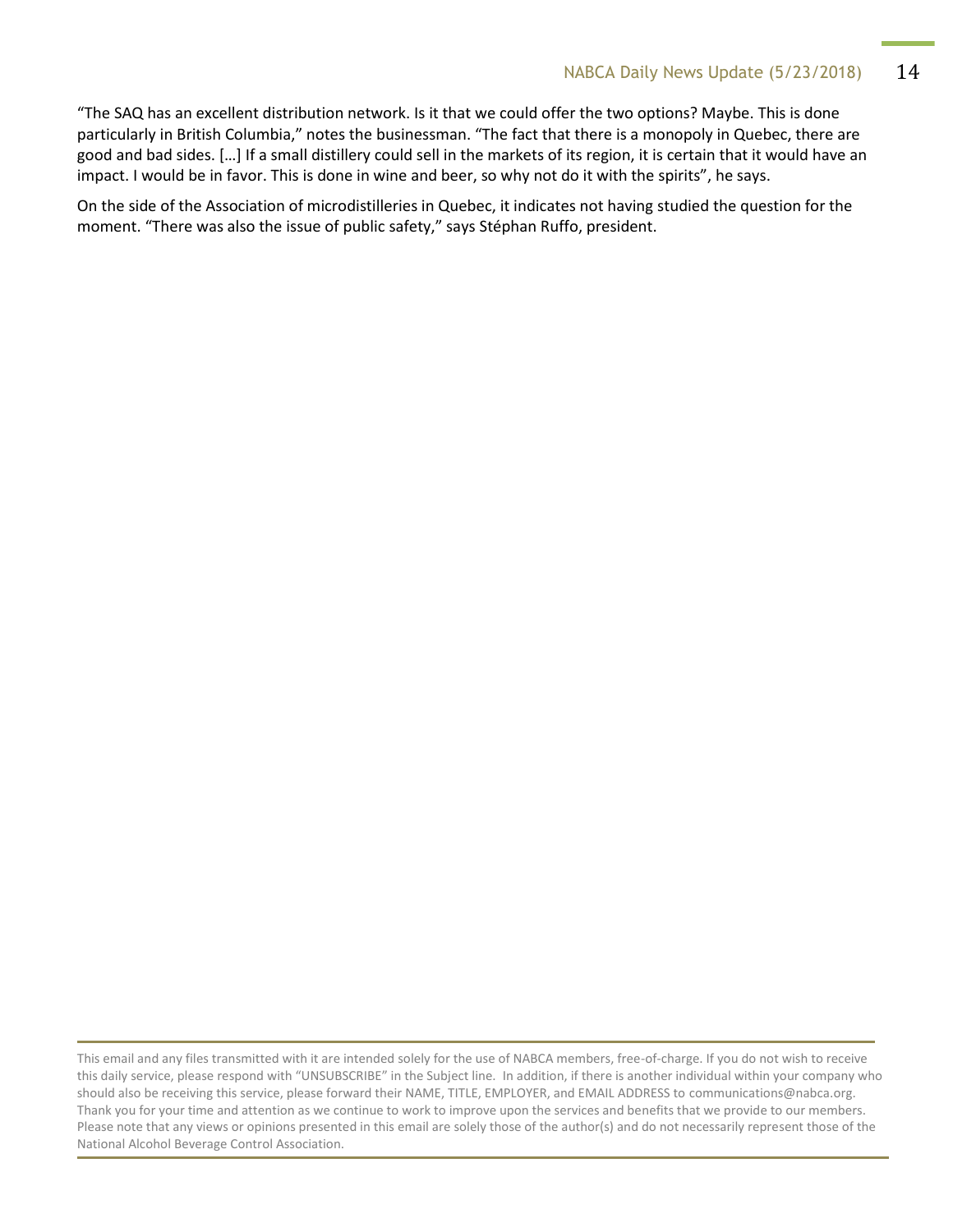"The SAQ has an excellent distribution network. Is it that we could offer the two options? Maybe. This is done particularly in British Columbia," notes the businessman. "The fact that there is a monopoly in Quebec, there are good and bad sides. […] If a small distillery could sell in the markets of its region, it is certain that it would have an impact. I would be in favor. This is done in wine and beer, so why not do it with the spirits", he says.

On the side of the Association of microdistilleries in Quebec, it indicates not having studied the question for the moment. "There was also the issue of public safety," says Stéphan Ruffo, president.

This email and any files transmitted with it are intended solely for the use of NABCA members, free-of-charge. If you do not wish to receive this daily service, please respond with "UNSUBSCRIBE" in the Subject line. In addition, if there is another individual within your company who should also be receiving this service, please forward their NAME, TITLE, EMPLOYER, and EMAIL ADDRESS to communications@nabca.org. Thank you for your time and attention as we continue to work to improve upon the services and benefits that we provide to our members. Please note that any views or opinions presented in this email are solely those of the author(s) and do not necessarily represent those of the National Alcohol Beverage Control Association.